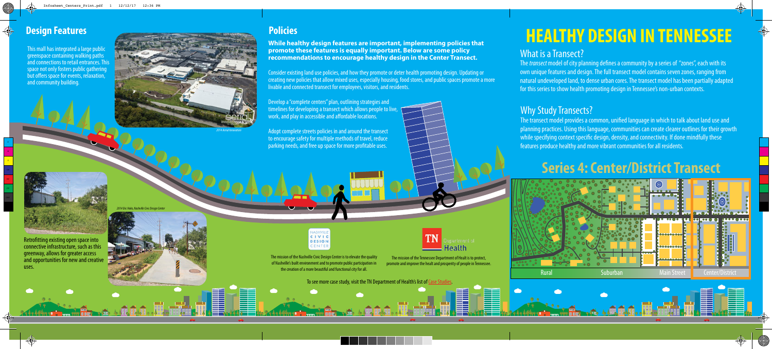# HEALTHY DESIGN IN TENNESSEE

## What is a Transect?

The *transect* model of city planning defines a community by a series of "zones", each with its own unique features and design. The full transect model contains seven zones, ranging from natural undeveloped land, to dense urban cores. The transect model has been partially adapted for this series to show health promoting design in Tennessee's non-urban contexts.

## Why Study Transects?

The transect model provides a common, unified language in which to talk about land use and planning practices. Using this language, communities can create clearer outlines for their growth while specifying context specific design, density, and connectivity. If done mindfully these features produce healthy and more vibrant communities for all residents.

## Series 4: Center/District Transect

Rural | Suburban | Main Street | Center/District

## Design Features

This mall has integrated a large public greenspace containing walking paths and connections to retail entrances. This space not only fosters public gathering but offers space for events, relaxation, and community building.

2014 Aerial Innovation

Retrofitting existing open space into connective infrastructure, such as this greenway, allows for greater access and opportunities for new and creative uses.

2014 Eric Hoke, Nashville Civic Design Center

## Policies

**While healthy design features are important, implementing policies that promote these features is equally important. Below are some policy recommendations to encourage healthy design in the Center Transect.**

Consider existing land use policies, and how they promote or deter health promoting design. Updating or creating new policies that allow mixed uses, especially housing, food stores, and public spaces promote a more livable and connected transect for employees, visitors, and residents.

Develop a "complete centers" plan, outlining strategies and timelines for developing a transect which allows people to live, work, and play in accessible and affordable locations.

Adopt complete streets policies in and around the transect to encourage safety for multiple methods of travel, reduce parking needs, and free up space for more profitable uses.

NASHVILLE CIVIC DESIGN CENTER

The mission of the Nashville Civic Design Center is to elevate the quality of Nashville's built environment and to promote public participation in the creation of a more beautiful and functional city for all.

TN Department of Health

The mission of the Tennessee Department of Healt is to protect, promote and improve the healt and prosperity of people in Tennessee.

To see more case study, visit the TN Department of Health's list of Case Studies.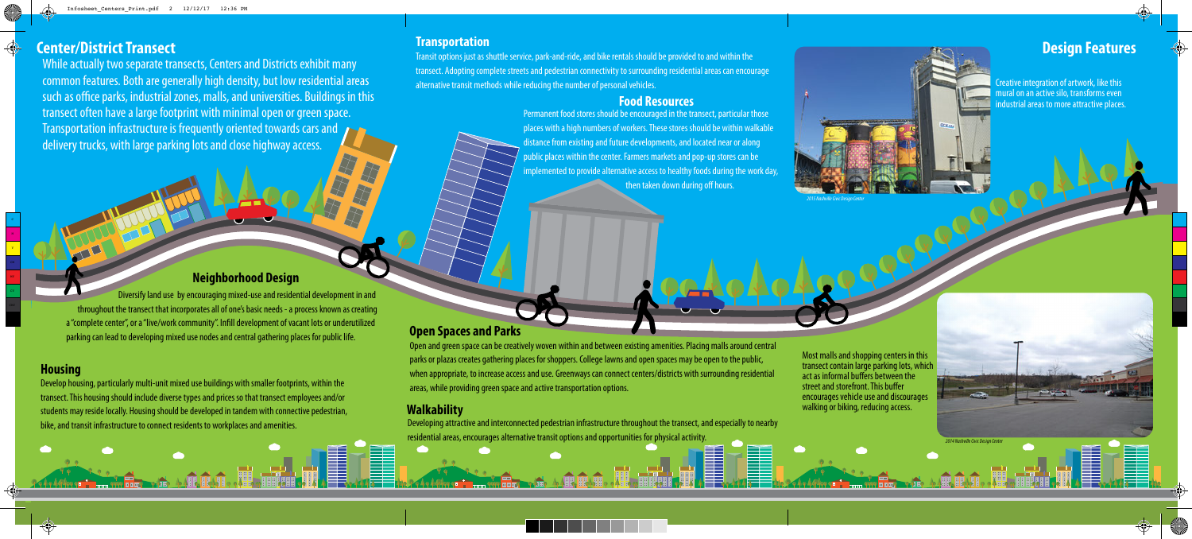## Center/District Transect

While actually two separate transects, Centers and Districts exhibit many common features. Both are generally high density, but low residential areas such as office parks, industrial zones, malls, and universities. Buildings in this transect often have a large footprint with minimal open or green space. Transportation infrastructure is frequently oriented towards cars and delivery trucks, with large parking lots and close highway access.

### Neighborhood Design

Diversify land use by encouraging mixed-use and residential development in and throughout the transect that incorporates all of one's basic needs - a process known as creating a "complete center", or a "live/work community". Infill development of vacant lots or underutilized parking can lead to developing mixed use nodes and central gathering places for public life.

### Housing

Develop housing, particularly multi-unit mixed use buildings with smaller footprints, within the transect. This housing should include diverse types and prices so that transect employees and/or students may reside locally. Housing should be developed in tandem with connective pedestrian, bike, and transit infrastructure to connect residents to workplaces and amenities.

### Transportation

Transit options just as shuttle service, park-and-ride, and bike rentals should be provided to and within the transect. Adopting complete streets and pedestrian connectivity to surrounding residential areas can encourage alternative transit methods while reducing the number of personal vehicles.

### Food Resources

Permanent food stores should be encouraged in the transect, particular those places with a high numbers of workers. These stores should be within walkable distance from existing and future developments, and located near or along public places within the center. Farmers markets and pop-up stores can be implemented to provide alternative access to healthy foods during the work day, then taken down during off hours.

### Open Spaces and Parks

Open and green space can be creatively woven within and between existing amenities. Placing malls around central parks or plazas creates gathering places for shoppers. College lawns and open spaces may be open to the public, when appropriate, to increase access and use. Greenways can connect centers/districts with surrounding residential areas, while providing green space and active transportation options.

### Walkability

Developing attractive and interconnected pedestrian infrastructure throughout the transect, and especially to nearby residential areas, encourages alternative transit options and opportunities for physical activity.

## Design Features

2015 Nashville Civic Design Center

Creative integration of artwork, like this mural on an active silo, transforms even industrial areas to more attractive places.

Most malls and shopping centers in this transect contain large parking lots, which act as informal buffers between the street and storefront. This buffer encourages vehicle use and discourages walking or biking, reducing access.

2014 Nashville Civic Design Center